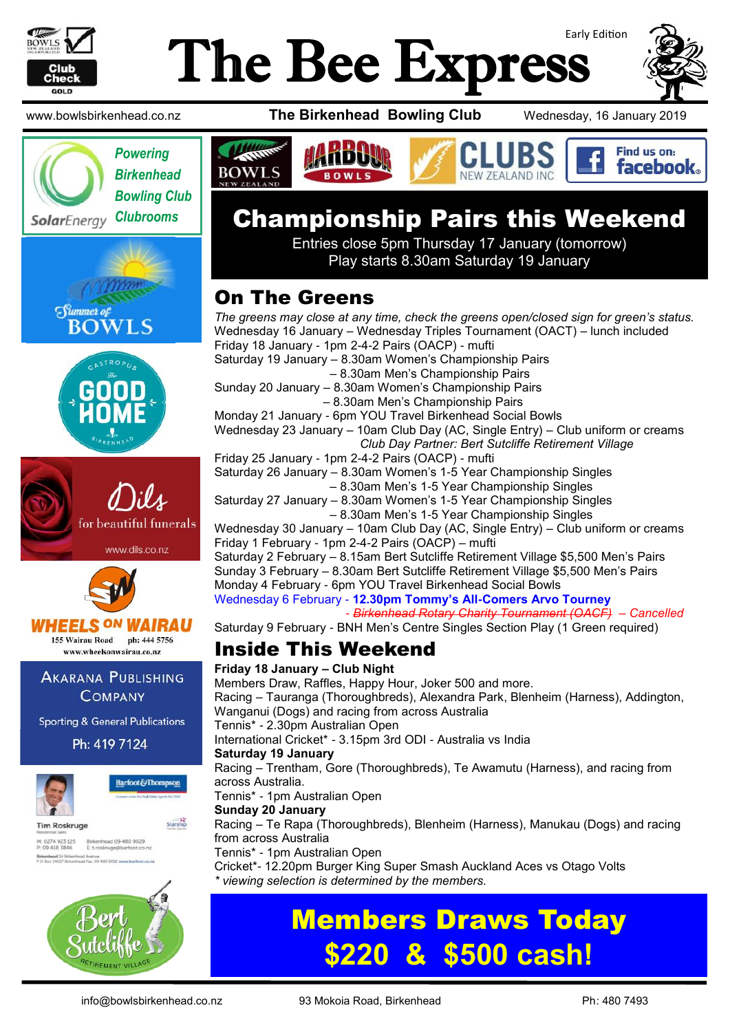Early Edition

# The Bee Express

www.bowlsbirkenhead.co.nz **The Birkenhead Bowling Club** Wednesday, 16 January 2019

Powering Birkenhead Bowling Club Clubrooms — SolarEnergy

Summer of BOWLS

The Good Home Gastropub Birkenhead

Dils for beautiful funerals www.dils.co.nz

WHEELS ON WAIRAU 155 Wairau Road ph: 444 5756 www.wheelsonwairau.co.nz

Akarana Publishing Company — Sporting & General Publications Ph: 419 7124

Tim Roskruge — Barfoot&Thompson

Bert Sutcliffe Retirement Village

## Championship Pairs this Weekend

Entries close 5pm Thursday 17 January (tomorrow)
Play starts 8.30am Saturday 19 January

## On The Greens

*The greens may close at any time, check the greens open/closed sign for green's status.*

Wednesday 16 January – Wednesday Triples Tournament (OACT) – lunch included
Friday 18 January - 1pm 2-4-2 Pairs (OACP) - mufti
Saturday 19 January – 8.30am Women's Championship Pairs
– 8.30am Men's Championship Pairs
Sunday 20 January – 8.30am Women's Championship Pairs
– 8.30am Men's Championship Pairs
Monday 21 January - 6pm YOU Travel Birkenhead Social Bowls
Wednesday 23 January – 10am Club Day (AC, Single Entry) – Club uniform or creams
*Club Day Partner: Bert Sutcliffe Retirement Village*
Friday 25 January - 1pm 2-4-2 Pairs (OACP) - mufti
Saturday 26 January – 8.30am Women's 1-5 Year Championship Singles
– 8.30am Men's 1-5 Year Championship Singles
Saturday 27 January – 8.30am Women's 1-5 Year Championship Singles
– 8.30am Men's 1-5 Year Championship Singles
Wednesday 30 January – 10am Club Day (AC, Single Entry) – Club uniform or creams
Friday 1 February - 1pm 2-4-2 Pairs (OACP) – mufti
Saturday 2 February – 8.15am Bert Sutcliffe Retirement Village $5,500 Men's Pairs
Sunday 3 February – 8.30am Bert Sutcliffe Retirement Village $5,500 Men's Pairs
Monday 4 February - 6pm YOU Travel Birkenhead Social Bowls
Wednesday 6 February - **12.30pm Tommy's All-Comers Arvo Tourney**
*- ~~Birkenhead Rotary Charity Tournament (OACF)~~ – Cancelled*
Saturday 9 February - BNH Men's Centre Singles Section Play (1 Green required)

## Inside This Weekend

**Friday 18 January – Club Night**
Members Draw, Raffles, Happy Hour, Joker 500 and more.
Racing – Tauranga (Thoroughbreds), Alexandra Park, Blenheim (Harness), Addington, Wanganui (Dogs) and racing from across Australia
Tennis* - 2.30pm Australian Open
International Cricket* - 3.15pm 3rd ODI - Australia vs India

**Saturday 19 January**
Racing – Trentham, Gore (Thoroughbreds), Te Awamutu (Harness), and racing from across Australia.
Tennis* - 1pm Australian Open

**Sunday 20 January**
Racing – Te Rapa (Thoroughbreds), Blenheim (Harness), Manukau (Dogs) and racing from across Australia
Tennis* - 1pm Australian Open
Cricket*- 12.20pm Burger King Super Smash Auckland Aces vs Otago Volts
*\* viewing selection is determined by the members.*

## Members Draws Today $220 & $500 cash!

info@bowlsbirkenhead.co.nz 93 Mokoia Road, Birkenhead Ph: 480 7493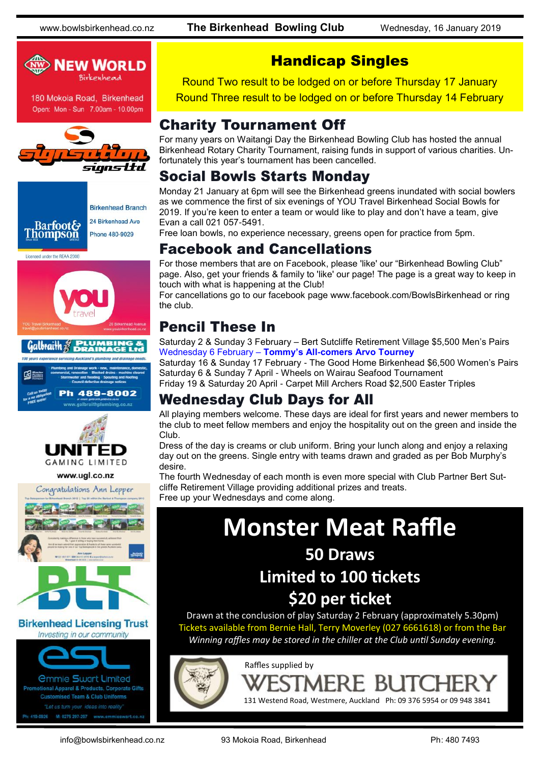# Handicap Singles

Round Two result to be lodged on or before Thursday 17 January
Round Three result to be lodged on or before Thursday 14 February

## Charity Tournament Off

For many years on Waitangi Day the Birkenhead Bowling Club has hosted the annual Birkenhead Rotary Charity Tournament, raising funds in support of various charities. Unfortunately this year's tournament has been cancelled.

## Social Bowls Starts Monday

Monday 21 January at 6pm will see the Birkenhead greens inundated with social bowlers as we commence the first of six evenings of YOU Travel Birkenhead Social Bowls for 2019. If you're keen to enter a team or would like to play and don't have a team, give Evan a call 021 057-5491.

Free loan bowls, no experience necessary, greens open for practice from 5pm.

## Facebook and Cancellations

For those members that are on Facebook, please 'like' our "Birkenhead Bowling Club" page. Also, get your friends & family to 'like' our page! The page is a great way to keep in touch with what is happening at the Club!

For cancellations go to our facebook page www.facebook.com/BowlsBirkenhead or ring the club.

## Pencil These In

Saturday 2 & Sunday 3 February – Bert Sutcliffe Retirement Village $5,500 Men's Pairs
Wednesday 6 February – **Tommy's All-comers Arvo Tourney**
Saturday 16 & Sunday 17 February - The Good Home Birkenhead $6,500 Women's Pairs
Saturday 6 & Sunday 7 April - Wheels on Wairau Seafood Tournament
Friday 19 & Saturday 20 April - Carpet Mill Archers Road $2,500 Easter Triples

## Wednesday Club Days for All

All playing members welcome. These days are ideal for first years and newer members to the club to meet fellow members and enjoy the hospitality out on the green and inside the Club.

Dress of the day is creams or club uniform. Bring your lunch along and enjoy a relaxing day out on the greens. Single entry with teams drawn and graded as per Bob Murphy's desire.

The fourth Wednesday of each month is even more special with Club Partner Bert Sutcliffe Retirement Village providing additional prizes and treats.

Free up your Wednesdays and come along.

# Monster Meat Raffle

**50 Draws**

**Limited to 100 tickets**

**$20 per ticket**

Drawn at the conclusion of play Saturday 2 February (approximately 5.30pm)

Tickets available from Bernie Hall, Terry Moverley (027 6661618) or from the Bar

*Winning raffles may be stored in the chiller at the Club until Sunday evening.*

Raffles supplied by
WESTMERE BUTCHERY
131 Westend Road, Westmere, Auckland Ph: 09 376 5954 or 09 948 3841

---

NEW WORLD Birkenhead
180 Mokoia Road, Birkenhead
Open: Mon - Sun 7.00am - 10.00pm

Signsation Signs Ltd

Barfoot & Thompson
Birkenhead Branch
24 Birkenhead Ave
Phone 480-9029
Licensed under the REAA 2008

YOU travel
YOU Travel Birkenhead travel@youbirkenhead.co.nz
20 Birkenead Avenue www.youbirkenhead.co.nz

Galbraith Plumbing & Drainage Ltd
100 years experience servicing Auckland's plumbing and drainage needs.
Ph 489-8002
www.galbraithplumbing.co.nz

UNITED GAMING LIMITED
www.ugl.co.nz

Congratulations Ann Lepper

BLT
Birkenhead Licensing Trust
Investing in our community

esl
Emmie Swart Limited
Promotional Apparel & Products, Corporate Gifts
Customised Team & Club Uniforms
"Let us turn your ideas into reality"
Ph: 419-0026 M: 0275 297-207 www.emmieswart.co.nz

info@bowlsbirkenhead.co.nz 93 Mokoia Road, Birkenhead Ph: 480 7493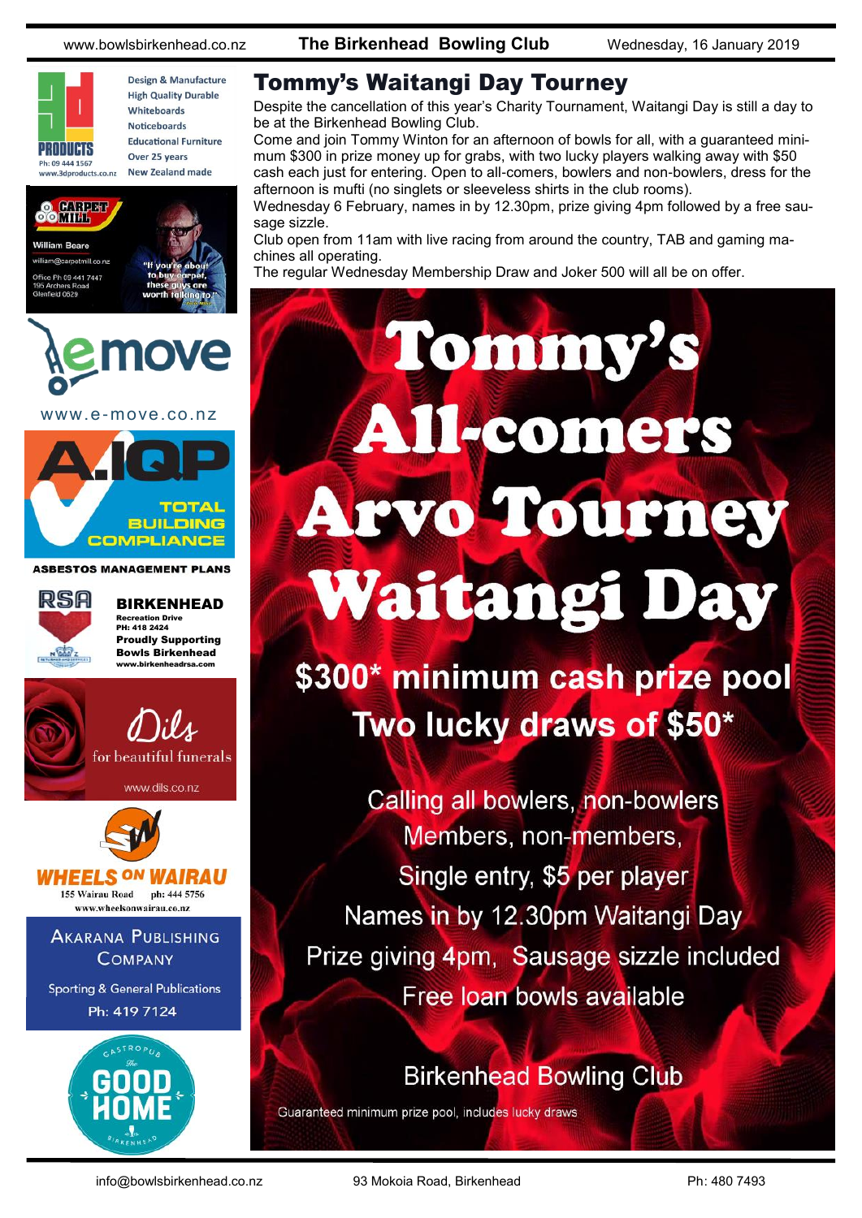# Tommy's Waitangi Day Tourney

Despite the cancellation of this year's Charity Tournament, Waitangi Day is still a day to be at the Birkenhead Bowling Club.

Come and join Tommy Winton for an afternoon of bowls for all, with a guaranteed minimum $300 in prize money up for grabs, with two lucky players walking away with $50 cash each just for entering. Open to all-comers, bowlers and non-bowlers, dress for the afternoon is mufti (no singlets or sleeveless shirts in the club rooms).

Wednesday 6 February, names in by 12.30pm, prize giving 4pm followed by a free sausage sizzle.

Club open from 11am with live racing from around the country, TAB and gaming machines all operating.

The regular Wednesday Membership Draw and Joker 500 will all be on offer.

# Tommy's All-comers Arvo Tourney Waitangi Day

**$300* minimum cash prize pool**

**Two lucky draws of $50***

Calling all bowlers, non-bowlers

Members, non-members,

Single entry, $5 per player

Names in by 12.30pm Waitangi Day

Prize giving 4pm, Sausage sizzle included

Free loan bowls available

Birkenhead Bowling Club

Guaranteed minimum prize pool, includes lucky draws

---

3D PRODUCTS — Design & Manufacture, High Quality Durable Whiteboards, Noticeboards, Educational Furniture, Over 25 years, New Zealand made. Ph: 09 444 1567, www.3dproducts.co.nz

CARPET MILL — William Beare, william@carpetmill.co.nz, Office Ph 09 441 7447, 195 Archers Road, Glenfield 0629. "If you're about to buy carpet, these guys are worth talking to"

emove — www.e-move.co.nz

A.IQP — TOTAL BUILDING COMPLIANCE — ASBESTOS MANAGEMENT PLANS

RSA BIRKENHEAD — Recreation Drive, PH: 418 2424, Proudly Supporting Bowls Birkenhead, www.birkenheadrsa.com

Dils — for beautiful funerals — www.dils.co.nz

WHEELS ON WAIRAU — 155 Wairau Road, ph: 444 5756, www.wheelsonwairau.co.nz

AKARANA PUBLISHING COMPANY — Sporting & General Publications, Ph: 419 7124

GASTROPUB The GOOD HOME BIRKENHEAD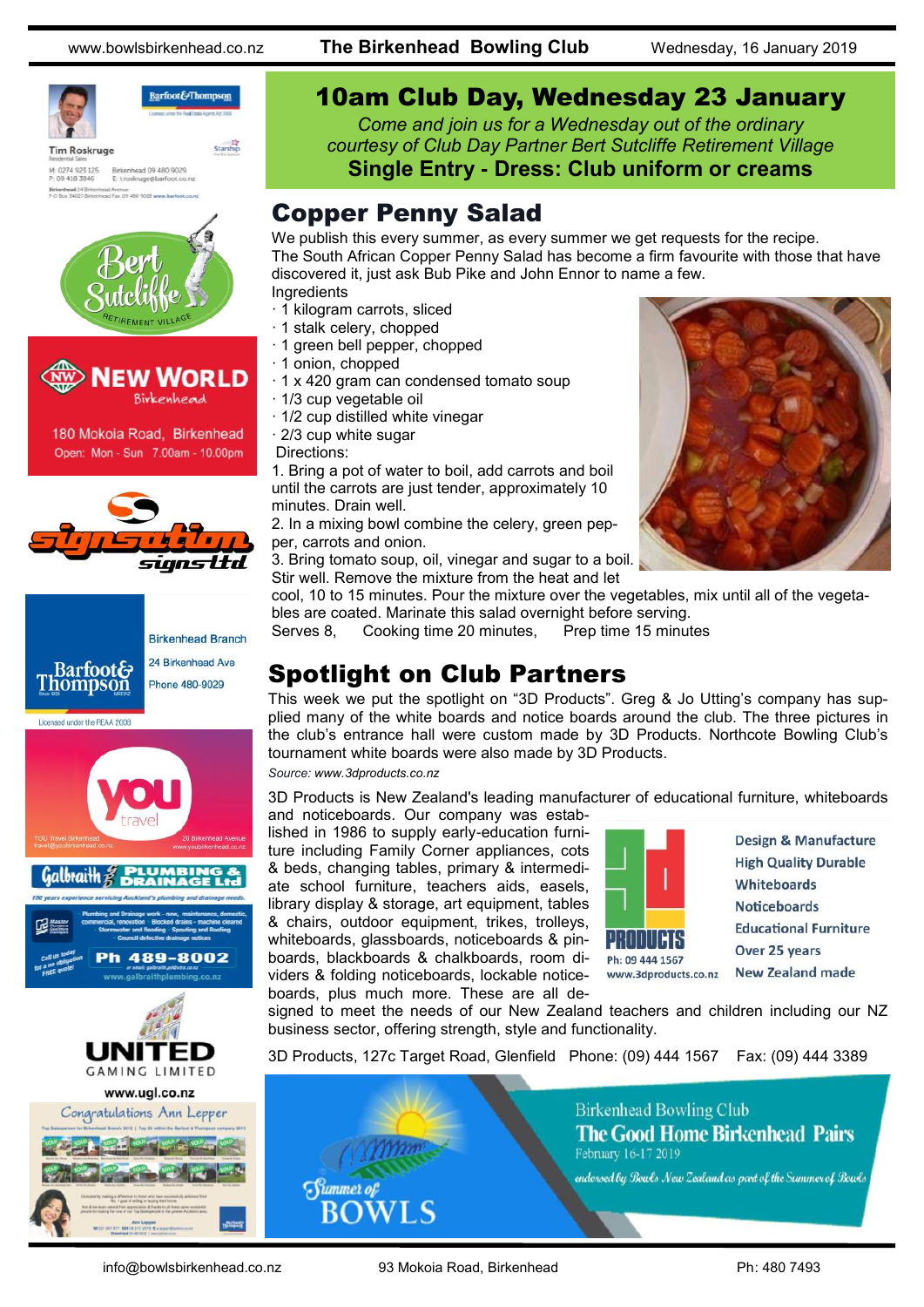# 10am Club Day, Wednesday 23 January

*Come and join us for a Wednesday out of the ordinary*
*courtesy of Club Day Partner Bert Sutcliffe Retirement Village*
**Single Entry - Dress: Club uniform or creams**

## Copper Penny Salad

We publish this every summer, as every summer we get requests for the recipe. The South African Copper Penny Salad has become a firm favourite with those that have discovered it, just ask Bub Pike and John Ennor to name a few.

Ingredients

- 1 kilogram carrots, sliced
- 1 stalk celery, chopped
- 1 green bell pepper, chopped
- 1 onion, chopped
- 1 x 420 gram can condensed tomato soup
- 1/3 cup vegetable oil
- 1/2 cup distilled white vinegar
- 2/3 cup white sugar

Directions:

1. Bring a pot of water to boil, add carrots and boil until the carrots are just tender, approximately 10 minutes. Drain well.
2. In a mixing bowl combine the celery, green pepper, carrots and onion.
3. Bring tomato soup, oil, vinegar and sugar to a boil. Stir well. Remove the mixture from the heat and let cool, 10 to 15 minutes. Pour the mixture over the vegetables, mix until all of the vegetables are coated. Marinate this salad overnight before serving.

Serves 8, Cooking time 20 minutes, Prep time 15 minutes

## Spotlight on Club Partners

This week we put the spotlight on "3D Products". Greg & Jo Utting's company has supplied many of the white boards and notice boards around the club. The three pictures in the club's entrance hall were custom made by 3D Products. Northcote Bowling Club's tournament white boards were also made by 3D Products.

*Source: www.3dproducts.co.nz*

3D Products is New Zealand's leading manufacturer of educational furniture, whiteboards and noticeboards. Our company was established in 1986 to supply early-education furniture including Family Corner appliances, cots & beds, changing tables, primary & intermediate school furniture, teachers aids, easels, library display & storage, art equipment, tables & chairs, outdoor equipment, trikes, trolleys, whiteboards, glassboards, noticeboards & pinboards, blackboards & chalkboards, room dividers & folding noticeboards, lockable noticeboards, plus much more. These are all designed to meet the needs of our New Zealand teachers and children including our NZ business sector, offering strength, style and functionality.

3D PRODUCTS
Ph: 09 444 1567
www.3dproducts.co.nz

Design & Manufacture
High Quality Durable
Whiteboards
Noticeboards
Educational Furniture
Over 25 years
New Zealand made

3D Products, 127c Target Road, Glenfield Phone: (09) 444 1567 Fax: (09) 444 3389

Birkenhead Bowling Club
**The Good Home Birkenhead Pairs**
February 16-17 2019
*endorsed by Bowls New Zealand as part of the Summer of Bowls*

Summer of BOWLS

---

Tim Roskruge, Residential Sales — Barfoot & Thompson
M: 0274 923 125 P: 09 418 3846
Birkenhead 09 480 9029 E: t.roskruge@barfoot.co.nz
Birkenhead 24 Birkenhead Avenue, P O Box 34027 Birkenhead Fax 09 480 9030 www.barfoot.co.nz

Bert Sutcliffe Retirement Village

NEW WORLD Birkenhead
180 Mokoia Road, Birkenhead
Open: Mon - Sun 7.00am - 10.00pm

signsation signs ltd

Barfoot & Thompson
Birkenhead Branch
24 Birkenhead Ave
Phone 480-9029
Licensed under the REAA 2008

you travel
YOU Travel Birkenhead travel@youbirkenhead.co.nz
20 Birkenhead Avenue www.youbirkenhead.co.nz

Galbraith Plumbing & Drainage Ltd
100 years experience servicing Auckland's plumbing and drainage needs.
Plumbing and Drainage work - new, maintenance, domestic, commercial, renovation · Blocked drains - machine cleared · Stormwater and flooding · Spouting and Roofing · Council defective drainage notices
Call us today for a no obligation FREE quote!
Ph 489-8002
www.galbraithplumbing.co.nz

UNITED GAMING LIMITED
www.ugl.co.nz

Congratulations Ann Lepper

info@bowlsbirkenhead.co.nz 93 Mokoia Road, Birkenhead Ph: 480 7493